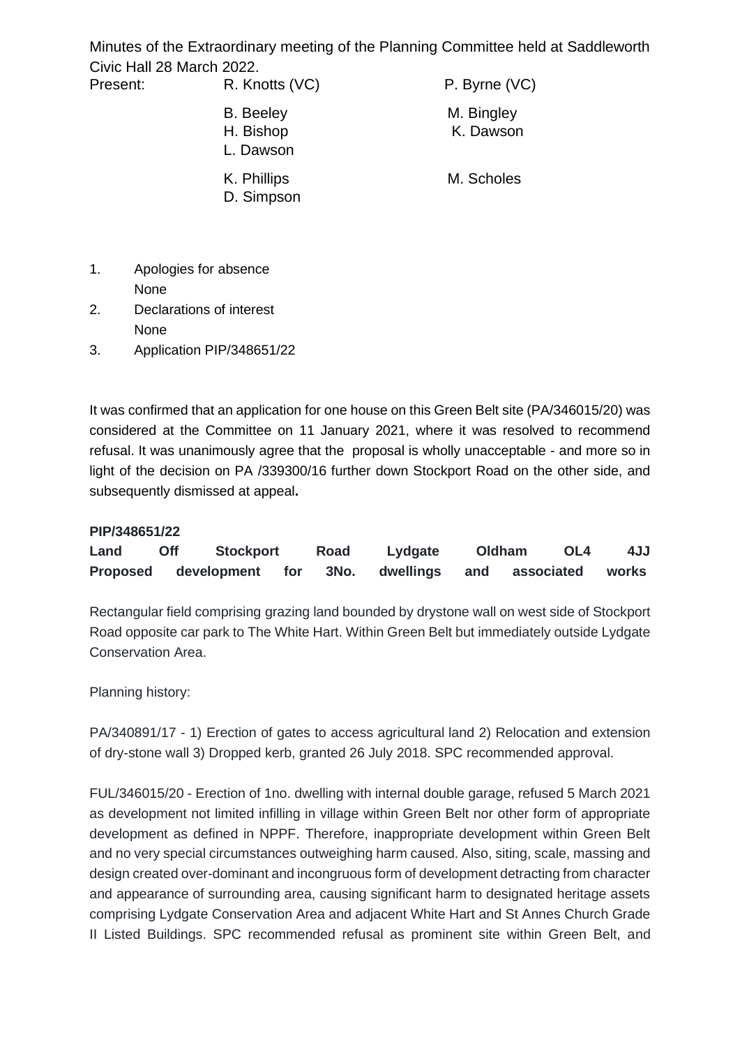Minutes of the Extraordinary meeting of the Planning Committee held at Saddleworth Civic Hall 28 March 2022.

Present: R. Knotts (VC), P. Byrne (VC), B. Beeley, M. Bingley, H. Bishop, K. Dawson, L. Dawson, K. Phillips, M. Scholes, D. Simpson

1. Apologies for absence
   None
2. Declarations of interest
   None
3. Application PIP/348651/22

It was confirmed that an application for one house on this Green Belt site (PA/346015/20) was considered at the Committee on 11 January 2021, where it was resolved to recommend refusal. It was unanimously agree that the proposal is wholly unacceptable - and more so in light of the decision on PA /339300/16 further down Stockport Road on the other side, and subsequently dismissed at appeal**.**

**PIP/348651/22**
**Land Off Stockport Road Lydgate Oldham OL4 4JJ**
**Proposed development for 3No. dwellings and associated works**

Rectangular field comprising grazing land bounded by drystone wall on west side of Stockport Road opposite car park to The White Hart. Within Green Belt but immediately outside Lydgate Conservation Area.

Planning history:

PA/340891/17 - 1) Erection of gates to access agricultural land 2) Relocation and extension of dry-stone wall 3) Dropped kerb, granted 26 July 2018. SPC recommended approval.

FUL/346015/20 - Erection of 1no. dwelling with internal double garage, refused 5 March 2021 as development not limited infilling in village within Green Belt nor other form of appropriate development as defined in NPPF. Therefore, inappropriate development within Green Belt and no very special circumstances outweighing harm caused. Also, siting, scale, massing and design created over-dominant and incongruous form of development detracting from character and appearance of surrounding area, causing significant harm to designated heritage assets comprising Lydgate Conservation Area and adjacent White Hart and St Annes Church Grade II Listed Buildings. SPC recommended refusal as prominent site within Green Belt, and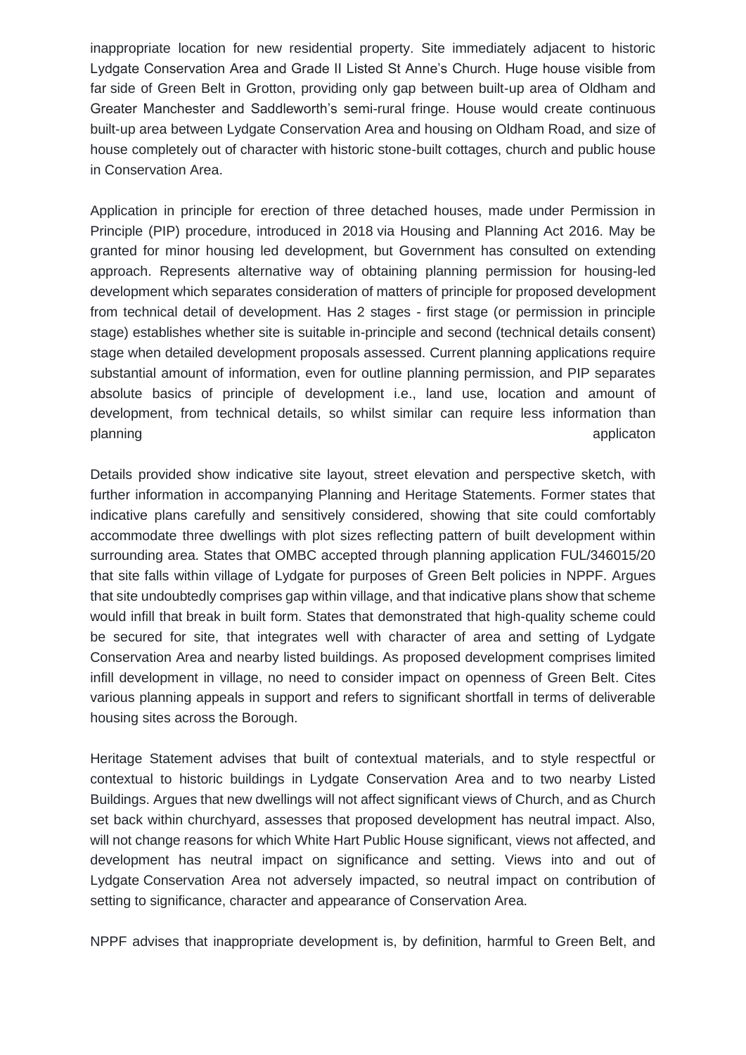inappropriate location for new residential property. Site immediately adjacent to historic Lydgate Conservation Area and Grade II Listed St Anne's Church. Huge house visible from far side of Green Belt in Grotton, providing only gap between built-up area of Oldham and Greater Manchester and Saddleworth's semi-rural fringe. House would create continuous built-up area between Lydgate Conservation Area and housing on Oldham Road, and size of house completely out of character with historic stone-built cottages, church and public house in Conservation Area.

Application in principle for erection of three detached houses, made under Permission in Principle (PIP) procedure, introduced in 2018 via Housing and Planning Act 2016. May be granted for minor housing led development, but Government has consulted on extending approach. Represents alternative way of obtaining planning permission for housing-led development which separates consideration of matters of principle for proposed development from technical detail of development. Has 2 stages - first stage (or permission in principle stage) establishes whether site is suitable in-principle and second (technical details consent) stage when detailed development proposals assessed. Current planning applications require substantial amount of information, even for outline planning permission, and PIP separates absolute basics of principle of development i.e., land use, location and amount of development, from technical details, so whilst similar can require less information than planning applicaton

Details provided show indicative site layout, street elevation and perspective sketch, with further information in accompanying Planning and Heritage Statements. Former states that indicative plans carefully and sensitively considered, showing that site could comfortably accommodate three dwellings with plot sizes reflecting pattern of built development within surrounding area. States that OMBC accepted through planning application FUL/346015/20 that site falls within village of Lydgate for purposes of Green Belt policies in NPPF. Argues that site undoubtedly comprises gap within village, and that indicative plans show that scheme would infill that break in built form. States that demonstrated that high-quality scheme could be secured for site, that integrates well with character of area and setting of Lydgate Conservation Area and nearby listed buildings. As proposed development comprises limited infill development in village, no need to consider impact on openness of Green Belt. Cites various planning appeals in support and refers to significant shortfall in terms of deliverable housing sites across the Borough.

Heritage Statement advises that built of contextual materials, and to style respectful or contextual to historic buildings in Lydgate Conservation Area and to two nearby Listed Buildings. Argues that new dwellings will not affect significant views of Church, and as Church set back within churchyard, assesses that proposed development has neutral impact. Also, will not change reasons for which White Hart Public House significant, views not affected, and development has neutral impact on significance and setting. Views into and out of Lydgate Conservation Area not adversely impacted, so neutral impact on contribution of setting to significance, character and appearance of Conservation Area.

NPPF advises that inappropriate development is, by definition, harmful to Green Belt, and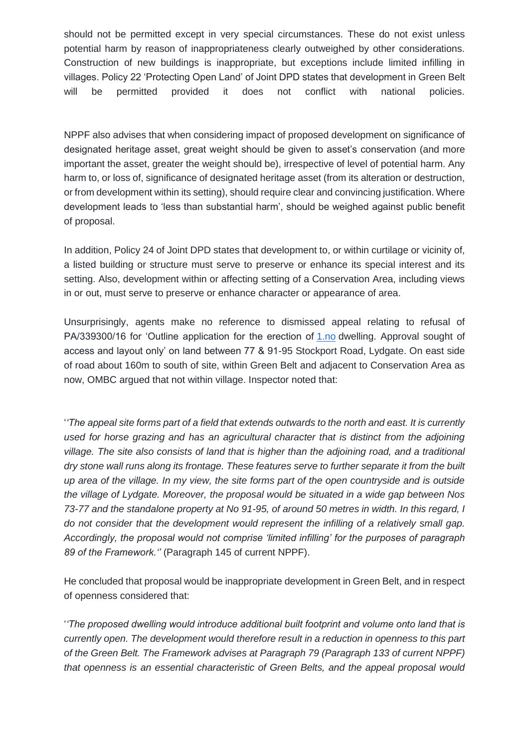should not be permitted except in very special circumstances. These do not exist unless potential harm by reason of inappropriateness clearly outweighed by other considerations. Construction of new buildings is inappropriate, but exceptions include limited infilling in villages. Policy 22 'Protecting Open Land' of Joint DPD states that development in Green Belt will be permitted provided it does not conflict with national policies.

NPPF also advises that when considering impact of proposed development on significance of designated heritage asset, great weight should be given to asset's conservation (and more important the asset, greater the weight should be), irrespective of level of potential harm. Any harm to, or loss of, significance of designated heritage asset (from its alteration or destruction, or from development within its setting), should require clear and convincing justification. Where development leads to 'less than substantial harm', should be weighed against public benefit of proposal.

In addition, Policy 24 of Joint DPD states that development to, or within curtilage or vicinity of, a listed building or structure must serve to preserve or enhance its special interest and its setting. Also, development within or affecting setting of a Conservation Area, including views in or out, must serve to preserve or enhance character or appearance of area.

Unsurprisingly, agents make no reference to dismissed appeal relating to refusal of PA/339300/16 for 'Outline application for the erection of 1.no dwelling. Approval sought of access and layout only' on land between 77 & 91-95 Stockport Road, Lydgate. On east side of road about 160m to south of site, within Green Belt and adjacent to Conservation Area as now, OMBC argued that not within village. Inspector noted that:

''*The appeal site forms part of a field that extends outwards to the north and east. It is currently used for horse grazing and has an agricultural character that is distinct from the adjoining village. The site also consists of land that is higher than the adjoining road, and a traditional dry stone wall runs along its frontage. These features serve to further separate it from the built up area of the village. In my view, the site forms part of the open countryside and is outside the village of Lydgate. Moreover, the proposal would be situated in a wide gap between Nos 73-77 and the standalone property at No 91-95, of around 50 metres in width. In this regard, I do not consider that the development would represent the infilling of a relatively small gap. Accordingly, the proposal would not comprise 'limited infilling' for the purposes of paragraph 89 of the Framework.''* (Paragraph 145 of current NPPF).

He concluded that proposal would be inappropriate development in Green Belt, and in respect of openness considered that:

''*The proposed dwelling would introduce additional built footprint and volume onto land that is currently open. The development would therefore result in a reduction in openness to this part of the Green Belt. The Framework advises at Paragraph 79 (Paragraph 133 of current NPPF) that openness is an essential characteristic of Green Belts, and the appeal proposal would*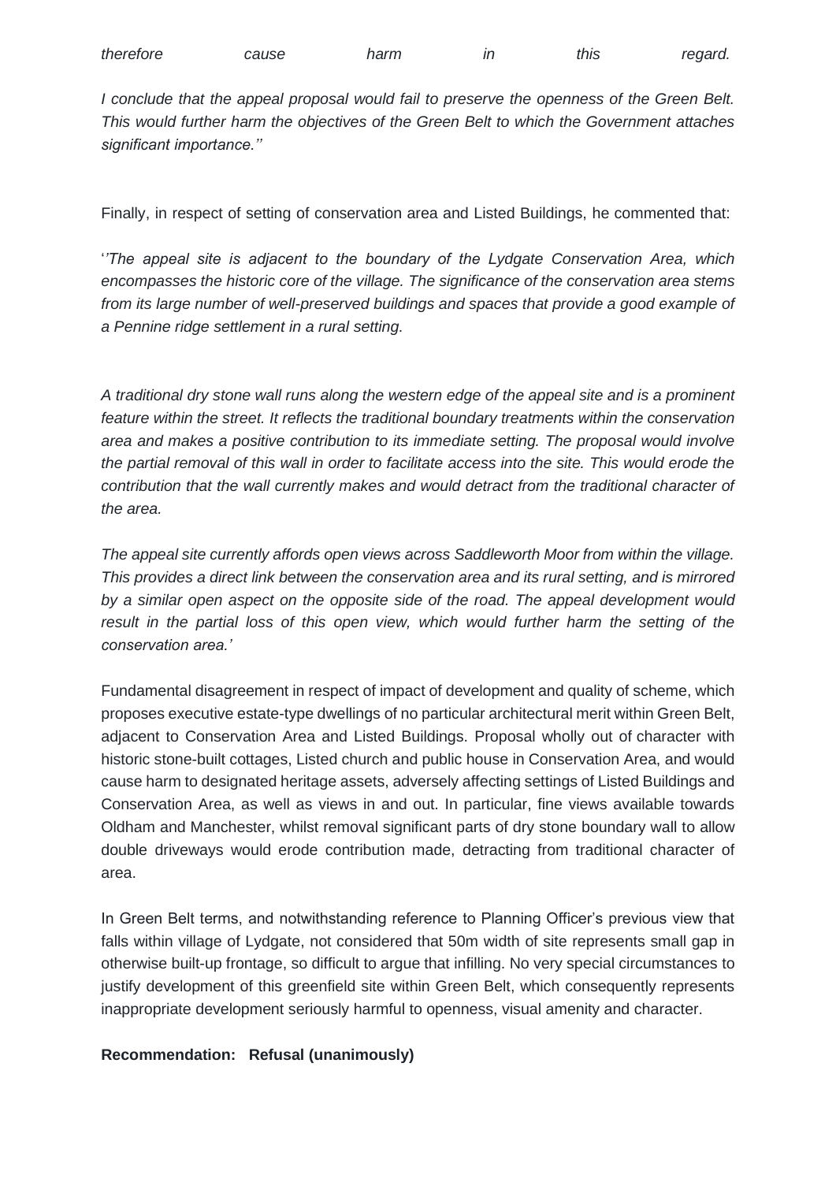*therefore cause harm in this regard.*

*I conclude that the appeal proposal would fail to preserve the openness of the Green Belt. This would further harm the objectives of the Green Belt to which the Government attaches significant importance.''*

Finally, in respect of setting of conservation area and Listed Buildings, he commented that:

'*'The appeal site is adjacent to the boundary of the Lydgate Conservation Area, which encompasses the historic core of the village. The significance of the conservation area stems from its large number of well-preserved buildings and spaces that provide a good example of a Pennine ridge settlement in a rural setting.*

*A traditional dry stone wall runs along the western edge of the appeal site and is a prominent feature within the street. It reflects the traditional boundary treatments within the conservation area and makes a positive contribution to its immediate setting. The proposal would involve the partial removal of this wall in order to facilitate access into the site. This would erode the contribution that the wall currently makes and would detract from the traditional character of the area.*

*The appeal site currently affords open views across Saddleworth Moor from within the village. This provides a direct link between the conservation area and its rural setting, and is mirrored by a similar open aspect on the opposite side of the road. The appeal development would result in the partial loss of this open view, which would further harm the setting of the conservation area.'*

Fundamental disagreement in respect of impact of development and quality of scheme, which proposes executive estate-type dwellings of no particular architectural merit within Green Belt, adjacent to Conservation Area and Listed Buildings. Proposal wholly out of character with historic stone-built cottages, Listed church and public house in Conservation Area, and would cause harm to designated heritage assets, adversely affecting settings of Listed Buildings and Conservation Area, as well as views in and out. In particular, fine views available towards Oldham and Manchester, whilst removal significant parts of dry stone boundary wall to allow double driveways would erode contribution made, detracting from traditional character of area.

In Green Belt terms, and notwithstanding reference to Planning Officer's previous view that falls within village of Lydgate, not considered that 50m width of site represents small gap in otherwise built-up frontage, so difficult to argue that infilling. No very special circumstances to justify development of this greenfield site within Green Belt, which consequently represents inappropriate development seriously harmful to openness, visual amenity and character.

**Recommendation: Refusal (unanimously)**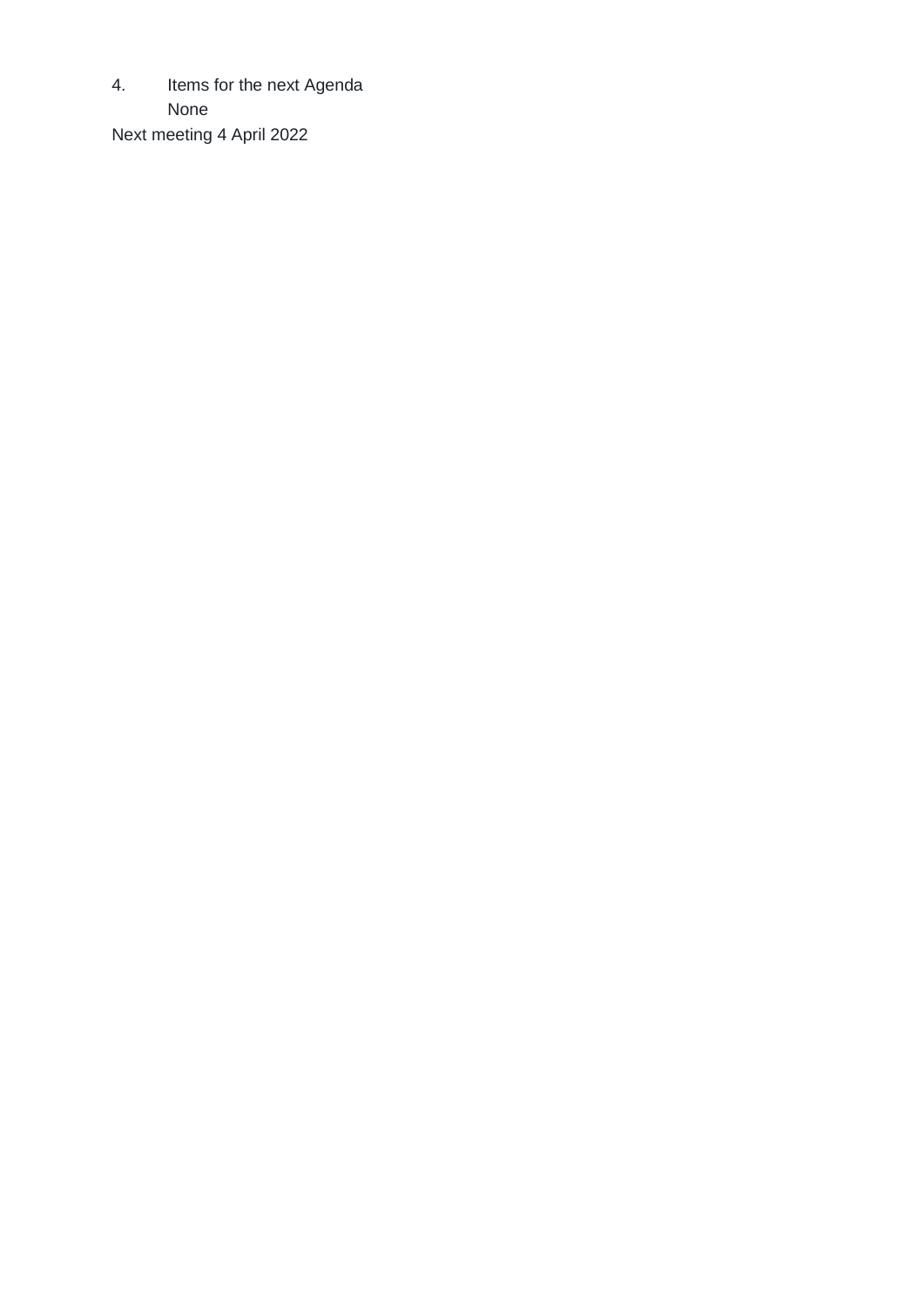4. Items for the next Agenda

   None

Next meeting 4 April 2022